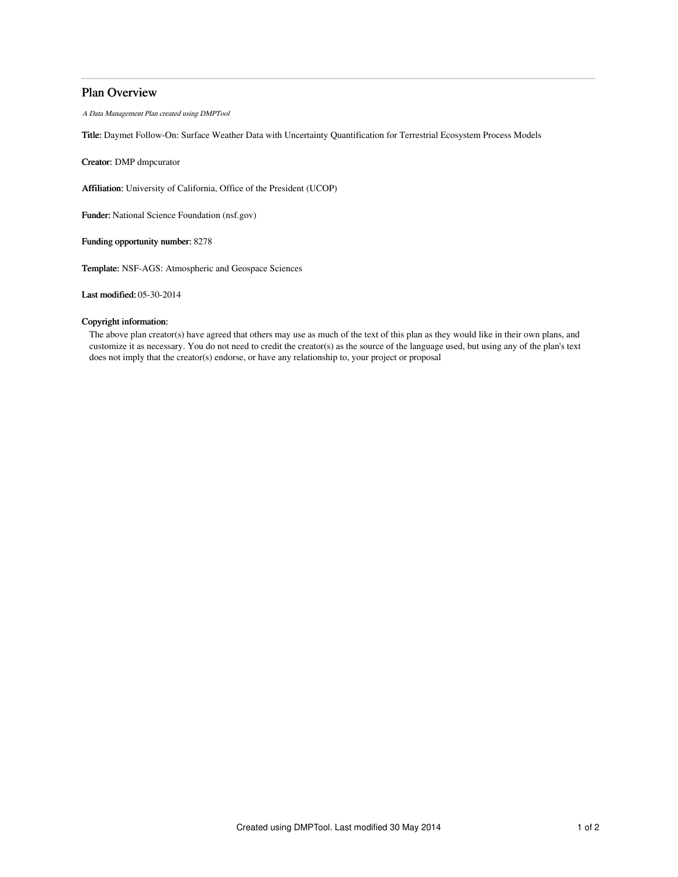# Plan Overview

*A Data Management Plan created using DMPTool*

**Title:** Daymet Follow-On: Surface Weather Data with Uncertainty Quantification for Terrestrial Ecosystem Process Models

**Creator:** DMP dmpcurator

**Affiliation:** University of California, Office of the President (UCOP)

**Funder:** National Science Foundation (nsf.gov)

**Funding opportunity number:** 8278

**Template:** NSF-AGS: Atmospheric and Geospace Sciences

**Last modified:** 05-30-2014

**Copyright information:**

The above plan creator(s) have agreed that others may use as much of the text of this plan as they would like in their own plans, and customize it as necessary. You do not need to credit the creator(s) as the source of the language used, but using any of the plan's text does not imply that the creator(s) endorse, or have any relationship to, your project or proposal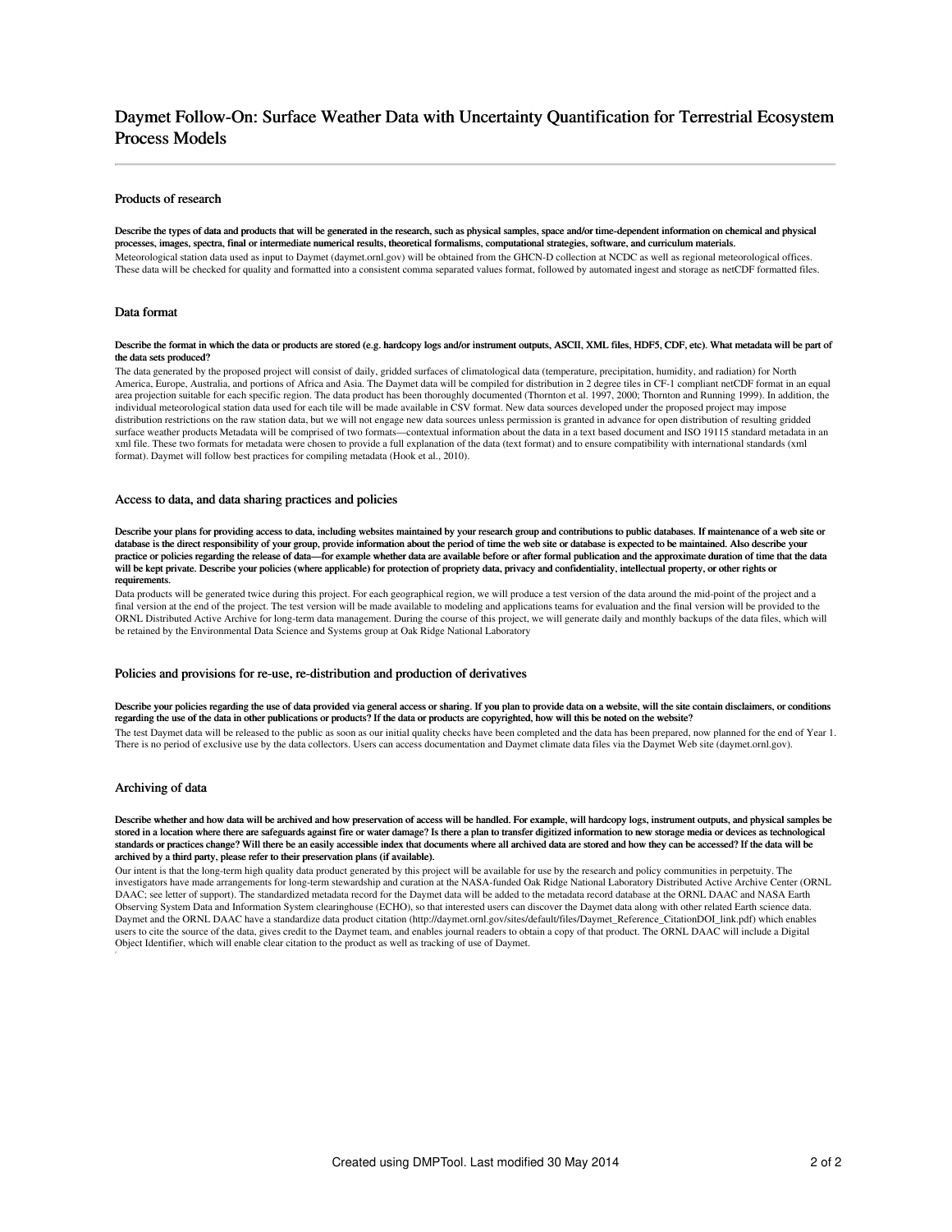# Daymet Follow-On: Surface Weather Data with Uncertainty Quantification for Terrestrial Ecosystem Process Models

## Products of research

**Describe the types of data and products that will be generated in the research, such as physical samples, space and/or time-dependent information on chemical and physical processes, images, spectra, final or intermediate numerical results, theoretical formalisms, computational strategies, software, and curriculum materials.**

Meteorological station data used as input to Daymet (daymet.ornl.gov) will be obtained from the GHCN-D collection at NCDC as well as regional meteorological offices. These data will be checked for quality and formatted into a consistent comma separated values format, followed by automated ingest and storage as netCDF formatted files.

## Data format

**Describe the format in which the data or products are stored (e.g. hardcopy logs and/or instrument outputs, ASCII, XML files, HDF5, CDF, etc). What metadata will be part of the data sets produced?**

The data generated by the proposed project will consist of daily, gridded surfaces of climatological data (temperature, precipitation, humidity, and radiation) for North America, Europe, Australia, and portions of Africa and Asia. The Daymet data will be compiled for distribution in 2 degree tiles in CF-1 compliant netCDF format in an equal area projection suitable for each specific region. The data product has been thoroughly documented (Thornton et al. 1997, 2000; Thornton and Running 1999). In addition, the individual meteorological station data used for each tile will be made available in CSV format. New data sources developed under the proposed project may impose distribution restrictions on the raw station data, but we will not engage new data sources unless permission is granted in advance for open distribution of resulting gridded surface weather products Metadata will be comprised of two formats—contextual information about the data in a text based document and ISO 19115 standard metadata in an xml file. These two formats for metadata were chosen to provide a full explanation of the data (text format) and to ensure compatibility with international standards (xml format). Daymet will follow best practices for compiling metadata (Hook et al., 2010).

## Access to data, and data sharing practices and policies

**Describe your plans for providing access to data, including websites maintained by your research group and contributions to public databases. If maintenance of a web site or database is the direct responsibility of your group, provide information about the period of time the web site or database is expected to be maintained. Also describe your practice or policies regarding the release of data—for example whether data are available before or after formal publication and the approximate duration of time that the data will be kept private. Describe your policies (where applicable) for protection of propriety data, privacy and confidentiality, intellectual property, or other rights or requirements.**

Data products will be generated twice during this project. For each geographical region, we will produce a test version of the data around the mid-point of the project and a final version at the end of the project. The test version will be made available to modeling and applications teams for evaluation and the final version will be provided to the ORNL Distributed Active Archive for long-term data management. During the course of this project, we will generate daily and monthly backups of the data files, which will be retained by the Environmental Data Science and Systems group at Oak Ridge National Laboratory

## Policies and provisions for re-use, re-distribution and production of derivatives

**Describe your policies regarding the use of data provided via general access or sharing. If you plan to provide data on a website, will the site contain disclaimers, or conditions regarding the use of the data in other publications or products? If the data or products are copyrighted, how will this be noted on the website?**

The test Daymet data will be released to the public as soon as our initial quality checks have been completed and the data has been prepared, now planned for the end of Year 1. There is no period of exclusive use by the data collectors. Users can access documentation and Daymet climate data files via the Daymet Web site (daymet.ornl.gov).

## Archiving of data

**Describe whether and how data will be archived and how preservation of access will be handled. For example, will hardcopy logs, instrument outputs, and physical samples be stored in a location where there are safeguards against fire or water damage? Is there a plan to transfer digitized information to new storage media or devices as technological standards or practices change? Will there be an easily accessible index that documents where all archived data are stored and how they can be accessed? If the data will be archived by a third party, please refer to their preservation plans (if available).**

Our intent is that the long-term high quality data product generated by this project will be available for use by the research and policy communities in perpetuity. The investigators have made arrangements for long-term stewardship and curation at the NASA-funded Oak Ridge National Laboratory Distributed Active Archive Center (ORNL DAAC; see letter of support). The standardized metadata record for the Daymet data will be added to the metadata record database at the ORNL DAAC and NASA Earth Observing System Data and Information System clearinghouse (ECHO), so that interested users can discover the Daymet data along with other related Earth science data. Daymet and the ORNL DAAC have a standardize data product citation (http://daymet.ornl.gov/sites/default/files/Daymet_Reference_CitationDOI_link.pdf) which enables users to cite the source of the data, gives credit to the Daymet team, and enables journal readers to obtain a copy of that product. The ORNL DAAC will include a Digital Object Identifier, which will enable clear citation to the product as well as tracking of use of Daymet.

Created using DMPTool. Last modified 30 May 2014